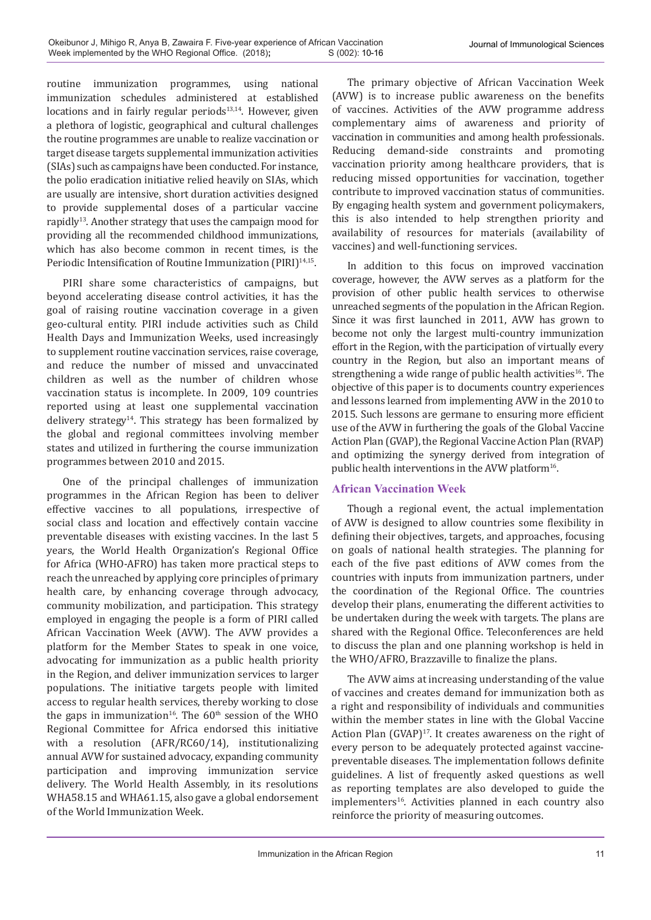routine immunization programmes, using national immunization schedules administered at established locations and in fairly regular periods[13,14]. However, given a plethora of logistic, geographical and cultural challenges the routine programmes are unable to realize vaccination or target disease targets supplemental immunization activities (SIAs) such as campaigns have been conducted. For instance, the polio eradication initiative relied heavily on SIAs, which are usually are intensive, short duration activities designed to provide supplemental doses of a particular vaccine rapidly[13]. Another strategy that uses the campaign mood for providing all the recommended childhood immunizations, which has also become common in recent times, is the Periodic Intensification of Routine Immunization (PIRI)[14,15].

PIRI share some characteristics of campaigns, but beyond accelerating disease control activities, it has the goal of raising routine vaccination coverage in a given geo-cultural entity. PIRI include activities such as Child Health Days and Immunization Weeks, used increasingly to supplement routine vaccination services, raise coverage, and reduce the number of missed and unvaccinated children as well as the number of children whose vaccination status is incomplete. In 2009, 109 countries reported using at least one supplemental vaccination delivery strategy[14]. This strategy has been formalized by the global and regional committees involving member states and utilized in furthering the course immunization programmes between 2010 and 2015.

One of the principal challenges of immunization programmes in the African Region has been to deliver effective vaccines to all populations, irrespective of social class and location and effectively contain vaccine preventable diseases with existing vaccines. In the last 5 years, the World Health Organization's Regional Office for Africa (WHO-AFRO) has taken more practical steps to reach the unreached by applying core principles of primary health care, by enhancing coverage through advocacy, community mobilization, and participation. This strategy employed in engaging the people is a form of PIRI called African Vaccination Week (AVW). The AVW provides a platform for the Member States to speak in one voice, advocating for immunization as a public health priority in the Region, and deliver immunization services to larger populations. The initiative targets people with limited access to regular health services, thereby working to close the gaps in immunization[16]. The 60th session of the WHO Regional Committee for Africa endorsed this initiative with a resolution (AFR/RC60/14), institutionalizing annual AVW for sustained advocacy, expanding community participation and improving immunization service delivery. The World Health Assembly, in its resolutions WHA58.15 and WHA61.15, also gave a global endorsement of the World Immunization Week.

The primary objective of African Vaccination Week (AVW) is to increase public awareness on the benefits of vaccines. Activities of the AVW programme address complementary aims of awareness and priority of vaccination in communities and among health professionals. Reducing demand-side constraints and promoting vaccination priority among healthcare providers, that is reducing missed opportunities for vaccination, together contribute to improved vaccination status of communities. By engaging health system and government policymakers, this is also intended to help strengthen priority and availability of resources for materials (availability of vaccines) and well-functioning services.

In addition to this focus on improved vaccination coverage, however, the AVW serves as a platform for the provision of other public health services to otherwise unreached segments of the population in the African Region. Since it was first launched in 2011, AVW has grown to become not only the largest multi-country immunization effort in the Region, with the participation of virtually every country in the Region, but also an important means of strengthening a wide range of public health activities[16]. The objective of this paper is to documents country experiences and lessons learned from implementing AVW in the 2010 to 2015. Such lessons are germane to ensuring more efficient use of the AVW in furthering the goals of the Global Vaccine Action Plan (GVAP), the Regional Vaccine Action Plan (RVAP) and optimizing the synergy derived from integration of public health interventions in the AVW platform[16].

## African Vaccination Week

Though a regional event, the actual implementation of AVW is designed to allow countries some flexibility in defining their objectives, targets, and approaches, focusing on goals of national health strategies. The planning for each of the five past editions of AVW comes from the countries with inputs from immunization partners, under the coordination of the Regional Office. The countries develop their plans, enumerating the different activities to be undertaken during the week with targets. The plans are shared with the Regional Office. Teleconferences are held to discuss the plan and one planning workshop is held in the WHO/AFRO, Brazzaville to finalize the plans.

The AVW aims at increasing understanding of the value of vaccines and creates demand for immunization both as a right and responsibility of individuals and communities within the member states in line with the Global Vaccine Action Plan (GVAP)[17]. It creates awareness on the right of every person to be adequately protected against vaccine-preventable diseases. The implementation follows definite guidelines. A list of frequently asked questions as well as reporting templates are also developed to guide the implementers[16]. Activities planned in each country also reinforce the priority of measuring outcomes.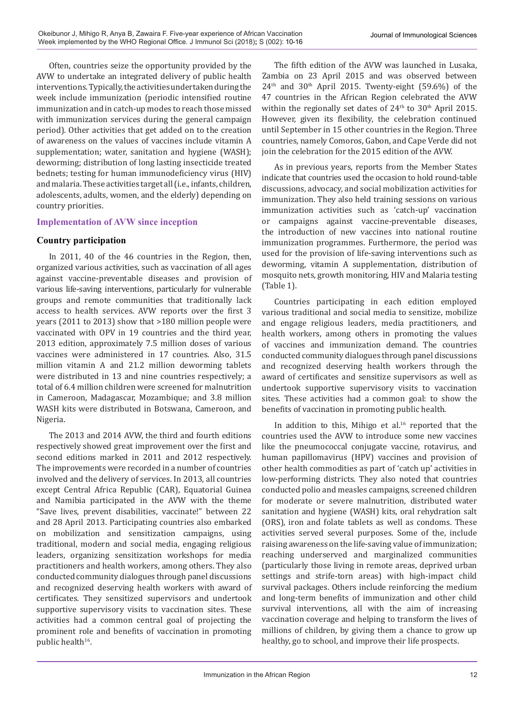Often, countries seize the opportunity provided by the AVW to undertake an integrated delivery of public health interventions. Typically, the activities undertaken during the week include immunization (periodic intensified routine immunization and in catch-up modes to reach those missed with immunization services during the general campaign period). Other activities that get added on to the creation of awareness on the values of vaccines include vitamin A supplementation; water, sanitation and hygiene (WASH); deworming; distribution of long lasting insecticide treated bednets; testing for human immunodeficiency virus (HIV) and malaria. These activities target all (i.e., infants, children, adolescents, adults, women, and the elderly) depending on country priorities.

## Implementation of AVW since inception

### Country participation

In 2011, 40 of the 46 countries in the Region, then, organized various activities, such as vaccination of all ages against vaccine-preventable diseases and provision of various life-saving interventions, particularly for vulnerable groups and remote communities that traditionally lack access to health services. AVW reports over the first 3 years (2011 to 2013) show that >180 million people were vaccinated with OPV in 19 countries and the third year, 2013 edition, approximately 7.5 million doses of various vaccines were administered in 17 countries. Also, 31.5 million vitamin A and 21.2 million deworming tablets were distributed in 13 and nine countries respectively; a total of 6.4 million children were screened for malnutrition in Cameroon, Madagascar, Mozambique; and 3.8 million WASH kits were distributed in Botswana, Cameroon, and Nigeria.

The 2013 and 2014 AVW, the third and fourth editions respectively showed great improvement over the first and second editions marked in 2011 and 2012 respectively. The improvements were recorded in a number of countries involved and the delivery of services. In 2013, all countries except Central Africa Republic (CAR), Equatorial Guinea and Namibia participated in the AVW with the theme "Save lives, prevent disabilities, vaccinate!" between 22 and 28 April 2013. Participating countries also embarked on mobilization and sensitization campaigns, using traditional, modern and social media, engaging religious leaders, organizing sensitization workshops for media practitioners and health workers, among others. They also conducted community dialogues through panel discussions and recognized deserving health workers with award of certificates. They sensitized supervisors and undertook supportive supervisory visits to vaccination sites. These activities had a common central goal of projecting the prominent role and benefits of vaccination in promoting public health[16].

The fifth edition of the AVW was launched in Lusaka, Zambia on 23 April 2015 and was observed between 24th and 30th April 2015. Twenty-eight (59.6%) of the 47 countries in the African Region celebrated the AVW within the regionally set dates of 24th to 30th April 2015. However, given its flexibility, the celebration continued until September in 15 other countries in the Region. Three countries, namely Comoros, Gabon, and Cape Verde did not join the celebration for the 2015 edition of the AVW.

As in previous years, reports from the Member States indicate that countries used the occasion to hold round-table discussions, advocacy, and social mobilization activities for immunization. They also held training sessions on various immunization activities such as 'catch-up' vaccination or campaigns against vaccine-preventable diseases, the introduction of new vaccines into national routine immunization programmes. Furthermore, the period was used for the provision of life-saving interventions such as deworming, vitamin A supplementation, distribution of mosquito nets, growth monitoring, HIV and Malaria testing (Table 1).

Countries participating in each edition employed various traditional and social media to sensitize, mobilize and engage religious leaders, media practitioners, and health workers, among others in promoting the values of vaccines and immunization demand. The countries conducted community dialogues through panel discussions and recognized deserving health workers through the award of certificates and sensitize supervisors as well as undertook supportive supervisory visits to vaccination sites. These activities had a common goal: to show the benefits of vaccination in promoting public health.

In addition to this, Mihigo et al.[16] reported that the countries used the AVW to introduce some new vaccines like the pneumococcal conjugate vaccine, rotavirus, and human papillomavirus (HPV) vaccines and provision of other health commodities as part of 'catch up' activities in low-performing districts. They also noted that countries conducted polio and measles campaigns, screened children for moderate or severe malnutrition, distributed water sanitation and hygiene (WASH) kits, oral rehydration salt (ORS), iron and folate tablets as well as condoms. These activities served several purposes. Some of the, include raising awareness on the life-saving value of immunization; reaching underserved and marginalized communities (particularly those living in remote areas, deprived urban settings and strife-torn areas) with high-impact child survival packages. Others include reinforcing the medium and long-term benefits of immunization and other child survival interventions, all with the aim of increasing vaccination coverage and helping to transform the lives of millions of children, by giving them a chance to grow up healthy, go to school, and improve their life prospects.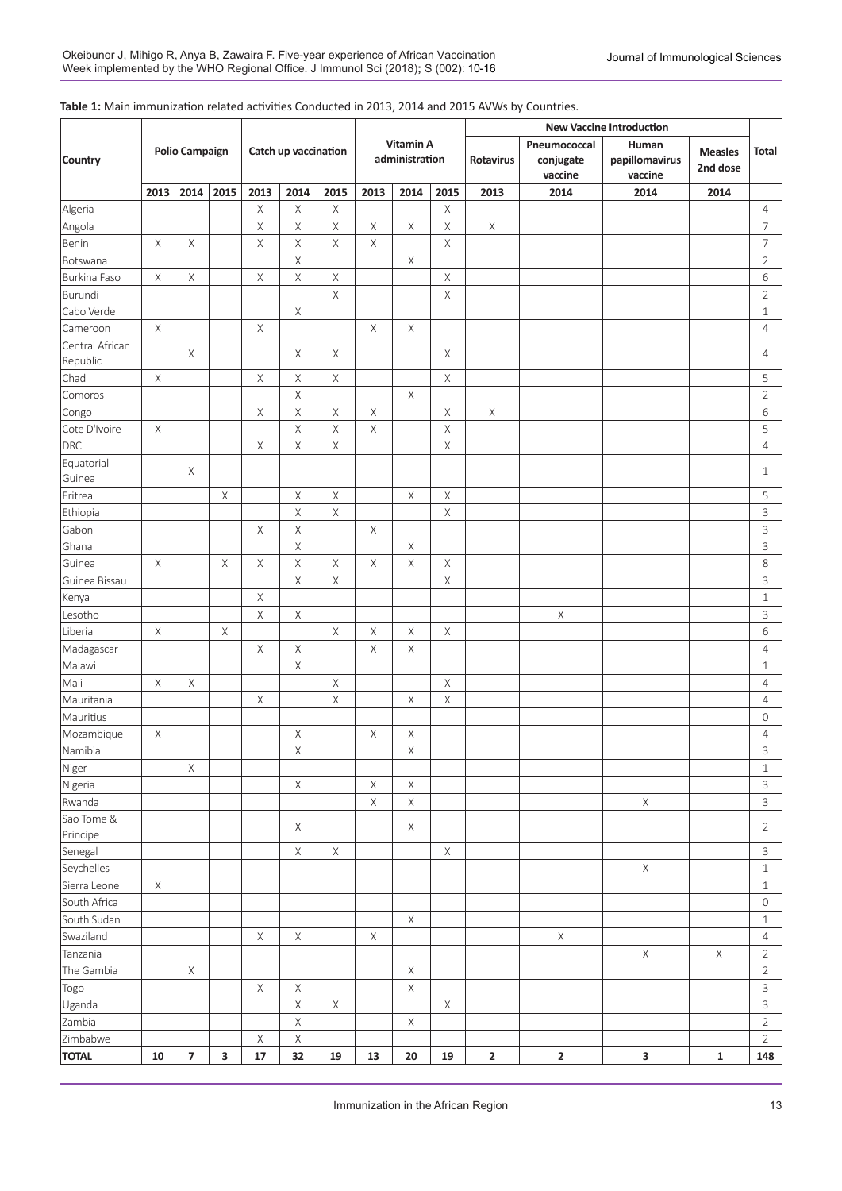**Table 1:** Main immunization related activities Conducted in 2013, 2014 and 2015 AVWs by Countries.

| Country | Polio Campaign | | | Catch up vaccination | | | Vitamin A administration | | | New Vaccine Introduction | | | | Total |
|---|---|---|---|---|---|---|---|---|---|---|---|---|---|---|
| | | | | | | | | | | Rotavirus | Pneumococcal conjugate vaccine | Human papillomavirus vaccine | Measles 2nd dose | |
| | 2013 | 2014 | 2015 | 2013 | 2014 | 2015 | 2013 | 2014 | 2015 | 2013 | 2014 | 2014 | 2014 | |
| Algeria | | | | X | X | X | | | X | | | | | 4 |
| Angola | | | | X | X | X | X | X | X | X | | | | 7 |
| Benin | X | X | | X | X | X | X | | X | | | | | 7 |
| Botswana | | | | | X | | | X | | | | | | 2 |
| Burkina Faso | X | X | | X | X | X | | | X | | | | | 6 |
| Burundi | | | | | | X | | | X | | | | | 2 |
| Cabo Verde | | | | | X | | | | | | | | | 1 |
| Cameroon | X | | | X | | | X | X | | | | | | 4 |
| Central African Republic | | X | | | X | X | | | X | | | | | 4 |
| Chad | X | | | X | X | X | | | X | | | | | 5 |
| Comoros | | | | | X | | | X | | | | | | 2 |
| Congo | | | | X | X | X | X | | X | X | | | | 6 |
| Cote D'Ivoire | X | | | | X | X | X | | X | | | | | 5 |
| DRC | | | | X | X | X | | | X | | | | | 4 |
| Equatorial Guinea | | X | | | | | | | | | | | | 1 |
| Eritrea | | | X | | X | X | | X | X | | | | | 5 |
| Ethiopia | | | | | X | X | | | X | | | | | 3 |
| Gabon | | | | X | X | | X | | | | | | | 3 |
| Ghana | | | | | X | | | X | | | | | | 3 |
| Guinea | X | | X | X | X | X | X | X | X | | | | | 8 |
| Guinea Bissau | | | | | X | X | | | X | | | | | 3 |
| Kenya | | | | X | | | | | | | | | | 1 |
| Lesotho | | | | X | X | | | | | | X | | | 3 |
| Liberia | X | | X | | | X | X | X | X | | | | | 6 |
| Madagascar | | | | X | X | | X | X | | | | | | 4 |
| Malawi | | | | | X | | | | | | | | | 1 |
| Mali | X | X | | | | X | | | X | | | | | 4 |
| Mauritania | | | | X | | X | | X | X | | | | | 4 |
| Mauritius | | | | | | | | | | | | | | 0 |
| Mozambique | X | | | | X | | X | X | | | | | | 4 |
| Namibia | | | | | X | | | X | | | | | | 3 |
| Niger | | X | | | | | | | | | | | | 1 |
| Nigeria | | | | | X | | X | X | | | | | | 3 |
| Rwanda | | | | | | | X | X | | | | X | | 3 |
| Sao Tome & Principe | | | | | X | | | X | | | | | | 2 |
| Senegal | | | | | X | X | | | X | | | | | 3 |
| Seychelles | | | | | | | | | | | | X | | 1 |
| Sierra Leone | X | | | | | | | | | | | | | 1 |
| South Africa | | | | | | | | | | | | | | 0 |
| South Sudan | | | | | | | | X | | | | | | 1 |
| Swaziland | | | | X | X | | X | | | | X | | | 4 |
| Tanzania | | | | | | | | | | | | X | X | 2 |
| The Gambia | | X | | | | | | X | | | | | | 2 |
| Togo | | | | X | X | | | X | | | | | | 3 |
| Uganda | | | | | X | X | | | X | | | | | 3 |
| Zambia | | | | | X | | | X | | | | | | 2 |
| Zimbabwe | | | | X | X | | | | | | | | | 2 |
| **TOTAL** | **10** | **7** | **3** | **17** | **32** | **19** | **13** | **20** | **19** | **2** | **2** | **3** | **1** | **148** |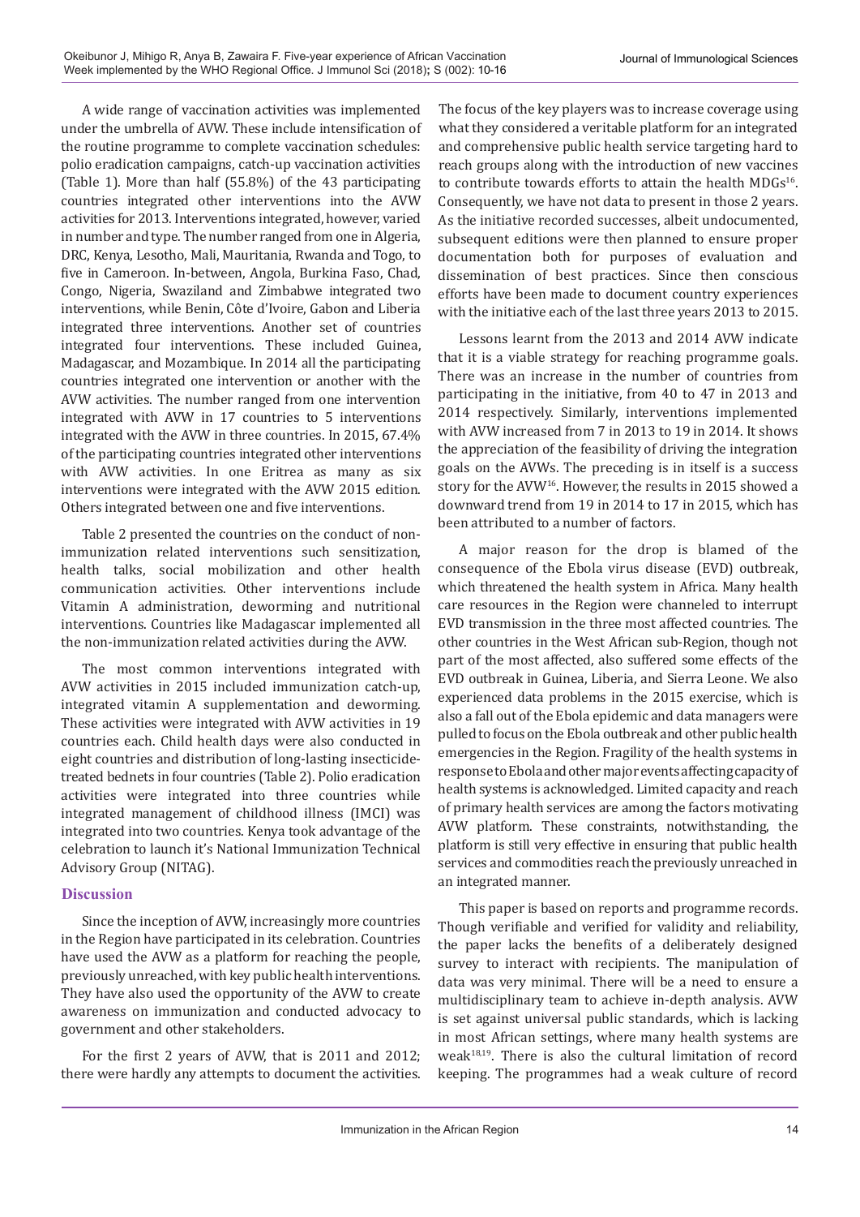A wide range of vaccination activities was implemented under the umbrella of AVW. These include intensification of the routine programme to complete vaccination schedules: polio eradication campaigns, catch-up vaccination activities (Table 1). More than half (55.8%) of the 43 participating countries integrated other interventions into the AVW activities for 2013. Interventions integrated, however, varied in number and type. The number ranged from one in Algeria, DRC, Kenya, Lesotho, Mali, Mauritania, Rwanda and Togo, to five in Cameroon. In-between, Angola, Burkina Faso, Chad, Congo, Nigeria, Swaziland and Zimbabwe integrated two interventions, while Benin, Côte d'Ivoire, Gabon and Liberia integrated three interventions. Another set of countries integrated four interventions. These included Guinea, Madagascar, and Mozambique. In 2014 all the participating countries integrated one intervention or another with the AVW activities. The number ranged from one intervention integrated with AVW in 17 countries to 5 interventions integrated with the AVW in three countries. In 2015, 67.4% of the participating countries integrated other interventions with AVW activities. In one Eritrea as many as six interventions were integrated with the AVW 2015 edition. Others integrated between one and five interventions.

Table 2 presented the countries on the conduct of non-immunization related interventions such sensitization, health talks, social mobilization and other health communication activities. Other interventions include Vitamin A administration, deworming and nutritional interventions. Countries like Madagascar implemented all the non-immunization related activities during the AVW.

The most common interventions integrated with AVW activities in 2015 included immunization catch-up, integrated vitamin A supplementation and deworming. These activities were integrated with AVW activities in 19 countries each. Child health days were also conducted in eight countries and distribution of long-lasting insecticide-treated bednets in four countries (Table 2). Polio eradication activities were integrated into three countries while integrated management of childhood illness (IMCI) was integrated into two countries. Kenya took advantage of the celebration to launch it's National Immunization Technical Advisory Group (NITAG).

## Discussion

Since the inception of AVW, increasingly more countries in the Region have participated in its celebration. Countries have used the AVW as a platform for reaching the people, previously unreached, with key public health interventions. They have also used the opportunity of the AVW to create awareness on immunization and conducted advocacy to government and other stakeholders.

For the first 2 years of AVW, that is 2011 and 2012; there were hardly any attempts to document the activities. The focus of the key players was to increase coverage using what they considered a veritable platform for an integrated and comprehensive public health service targeting hard to reach groups along with the introduction of new vaccines to contribute towards efforts to attain the health MDGs[16]. Consequently, we have not data to present in those 2 years. As the initiative recorded successes, albeit undocumented, subsequent editions were then planned to ensure proper documentation both for purposes of evaluation and dissemination of best practices. Since then conscious efforts have been made to document country experiences with the initiative each of the last three years 2013 to 2015.

Lessons learnt from the 2013 and 2014 AVW indicate that it is a viable strategy for reaching programme goals. There was an increase in the number of countries from participating in the initiative, from 40 to 47 in 2013 and 2014 respectively. Similarly, interventions implemented with AVW increased from 7 in 2013 to 19 in 2014. It shows the appreciation of the feasibility of driving the integration goals on the AVWs. The preceding is in itself is a success story for the AVW[16]. However, the results in 2015 showed a downward trend from 19 in 2014 to 17 in 2015, which has been attributed to a number of factors.

A major reason for the drop is blamed of the consequence of the Ebola virus disease (EVD) outbreak, which threatened the health system in Africa. Many health care resources in the Region were channeled to interrupt EVD transmission in the three most affected countries. The other countries in the West African sub-Region, though not part of the most affected, also suffered some effects of the EVD outbreak in Guinea, Liberia, and Sierra Leone. We also experienced data problems in the 2015 exercise, which is also a fall out of the Ebola epidemic and data managers were pulled to focus on the Ebola outbreak and other public health emergencies in the Region. Fragility of the health systems in response to Ebola and other major events affecting capacity of health systems is acknowledged. Limited capacity and reach of primary health services are among the factors motivating AVW platform. These constraints, notwithstanding, the platform is still very effective in ensuring that public health services and commodities reach the previously unreached in an integrated manner.

This paper is based on reports and programme records. Though verifiable and verified for validity and reliability, the paper lacks the benefits of a deliberately designed survey to interact with recipients. The manipulation of data was very minimal. There will be a need to ensure a multidisciplinary team to achieve in-depth analysis. AVW is set against universal public standards, which is lacking in most African settings, where many health systems are weak[18,19]. There is also the cultural limitation of record keeping. The programmes had a weak culture of record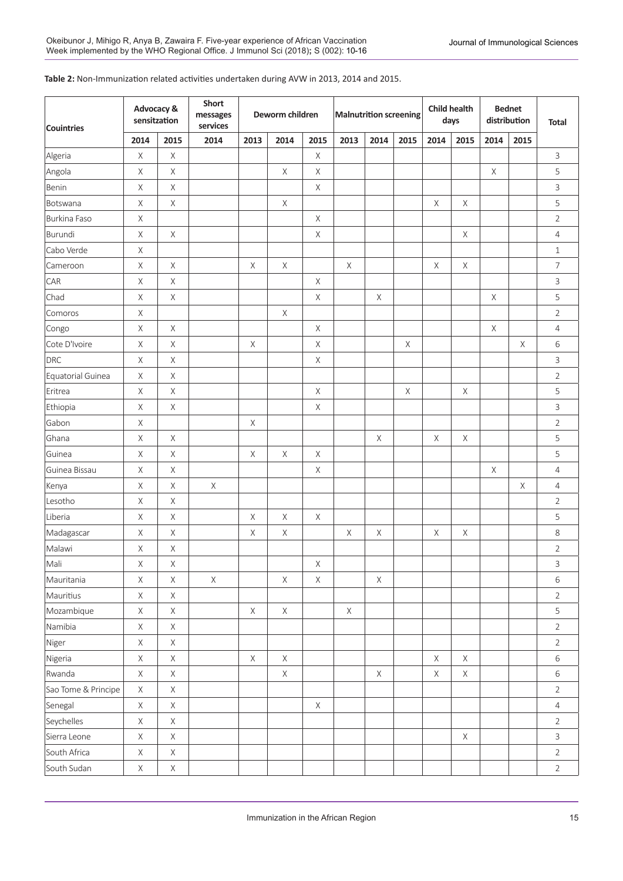**Table 2:** Non-Immunization related activities undertaken during AVW in 2013, 2014 and 2015.

| Couintries | Advocacy & sensitzation | | Short messages services | Deworm children | | | Malnutrition screening | | | Child health days | | Bednet distribution | | Total |
|---|---|---|---|---|---|---|---|---|---|---|---|---|---|---|
| | 2014 | 2015 | 2014 | 2013 | 2014 | 2015 | 2013 | 2014 | 2015 | 2014 | 2015 | 2014 | 2015 | |
| Algeria | X | X | | | | X | | | | | | | | 3 |
| Angola | X | X | | | X | X | | | | | | X | | 5 |
| Benin | X | X | | | | X | | | | | | | | 3 |
| Botswana | X | X | | | X | | | | | X | X | | | 5 |
| Burkina Faso | X | | | | | X | | | | | | | | 2 |
| Burundi | X | X | | | | X | | | | | X | | | 4 |
| Cabo Verde | X | | | | | | | | | | | | | 1 |
| Cameroon | X | X | | X | X | | X | | | X | X | | | 7 |
| CAR | X | X | | | | X | | | | | | | | 3 |
| Chad | X | X | | | | X | | X | | | | X | | 5 |
| Comoros | X | | | | X | | | | | | | | | 2 |
| Congo | X | X | | | | X | | | | | | X | | 4 |
| Cote D'Ivoire | X | X | | X | | X | | | X | | | | X | 6 |
| DRC | X | X | | | | X | | | | | | | | 3 |
| Equatorial Guinea | X | X | | | | | | | | | | | | 2 |
| Eritrea | X | X | | | | X | | | X | | X | | | 5 |
| Ethiopia | X | X | | | | X | | | | | | | | 3 |
| Gabon | X | | | X | | | | | | | | | | 2 |
| Ghana | X | X | | | | | | X | | X | X | | | 5 |
| Guinea | X | X | | X | X | X | | | | | | | | 5 |
| Guinea Bissau | X | X | | | | X | | | | | | X | | 4 |
| Kenya | X | X | X | | | | | | | | | | X | 4 |
| Lesotho | X | X | | | | | | | | | | | | 2 |
| Liberia | X | X | | X | X | X | | | | | | | | 5 |
| Madagascar | X | X | | X | X | | X | X | | X | X | | | 8 |
| Malawi | X | X | | | | | | | | | | | | 2 |
| Mali | X | X | | | | X | | | | | | | | 3 |
| Mauritania | X | X | X | | X | X | | X | | | | | | 6 |
| Mauritius | X | X | | | | | | | | | | | | 2 |
| Mozambique | X | X | | X | X | | X | | | | | | | 5 |
| Namibia | X | X | | | | | | | | | | | | 2 |
| Niger | X | X | | | | | | | | | | | | 2 |
| Nigeria | X | X | | X | X | | | | | X | X | | | 6 |
| Rwanda | X | X | | | X | | | X | | X | X | | | 6 |
| Sao Tome & Principe | X | X | | | | | | | | | | | | 2 |
| Senegal | X | X | | | | X | | | | | | | | 4 |
| Seychelles | X | X | | | | | | | | | | | | 2 |
| Sierra Leone | X | X | | | | | | | | | X | | | 3 |
| South Africa | X | X | | | | | | | | | | | | 2 |
| South Sudan | X | X | | | | | | | | | | | | 2 |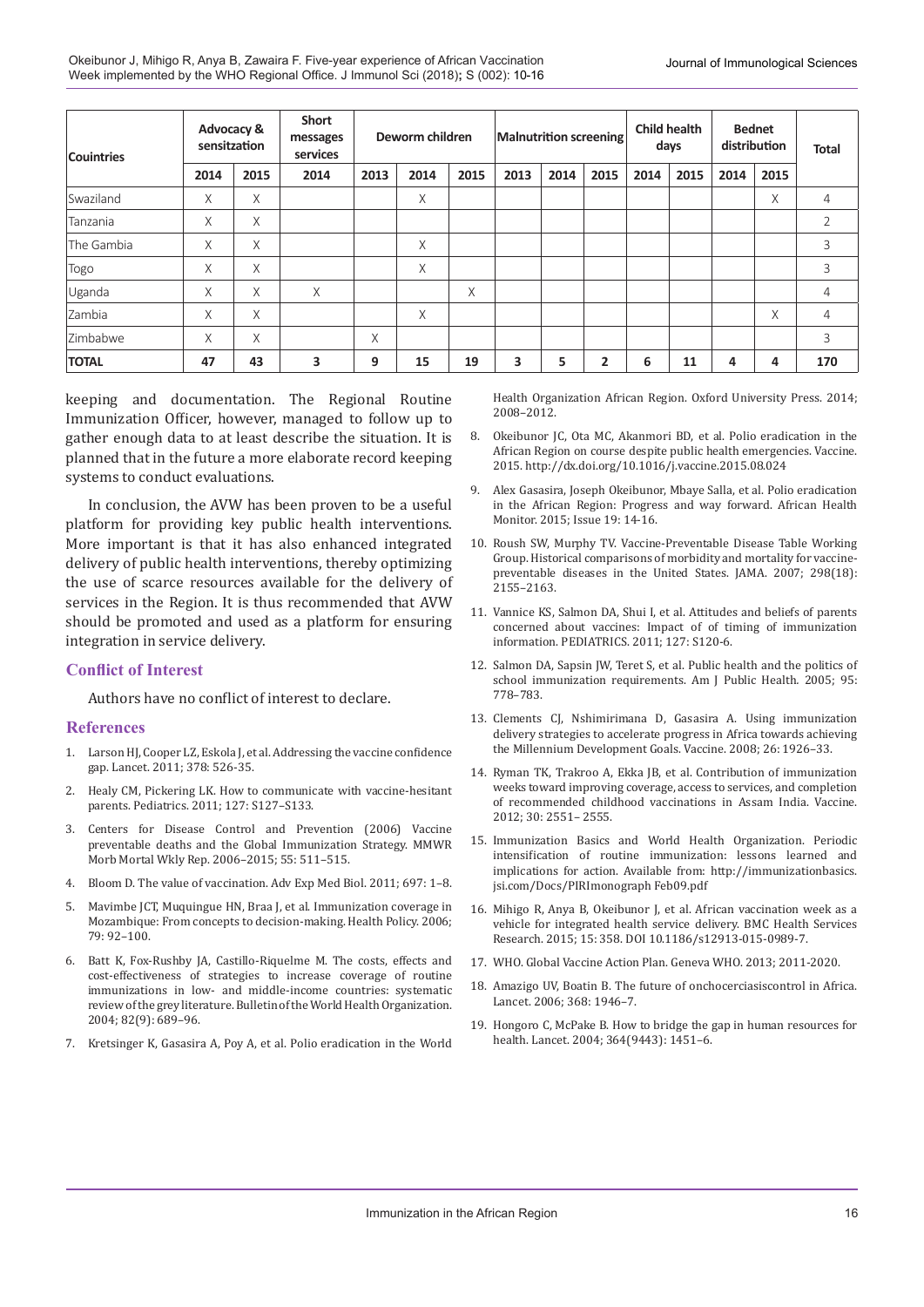| Couintries | Advocacy & sensitization | | Short messages services | Deworm children | | | Malnutrition screening | | | Child health days | | Bednet distribution | | Total |
|---|---|---|---|---|---|---|---|---|---|---|---|---|---|---|
| | 2014 | 2015 | 2014 | 2013 | 2014 | 2015 | 2013 | 2014 | 2015 | 2014 | 2015 | 2014 | 2015 | |
| Swaziland | X | X | | | X | | | | | | | | X | 4 |
| Tanzania | X | X | | | | | | | | | | | | 2 |
| The Gambia | X | X | | | X | | | | | | | | | 3 |
| Togo | X | X | | | X | | | | | | | | | 3 |
| Uganda | X | X | X | | | X | | | | | | | | 4 |
| Zambia | X | X | | | X | | | | | | | | X | 4 |
| Zimbabwe | X | X | | X | | | | | | | | | | 3 |
| **TOTAL** | **47** | **43** | **3** | **9** | **15** | **19** | **3** | **5** | **2** | **6** | **11** | **4** | **4** | **170** |

keeping and documentation. The Regional Routine Immunization Officer, however, managed to follow up to gather enough data to at least describe the situation. It is planned that in the future a more elaborate record keeping systems to conduct evaluations.

In conclusion, the AVW has been proven to be a useful platform for providing key public health interventions. More important is that it has also enhanced integrated delivery of public health interventions, thereby optimizing the use of scarce resources available for the delivery of services in the Region. It is thus recommended that AVW should be promoted and used as a platform for ensuring integration in service delivery.

## Conflict of Interest

Authors have no conflict of interest to declare.

## References

1. Larson HJ, Cooper LZ, Eskola J, et al. Addressing the vaccine confidence gap. Lancet. 2011; 378: 526-35.
2. Healy CM, Pickering LK. How to communicate with vaccine-hesitant parents. Pediatrics. 2011; 127: S127–S133.
3. Centers for Disease Control and Prevention (2006) Vaccine preventable deaths and the Global Immunization Strategy. MMWR Morb Mortal Wkly Rep. 2006–2015; 55: 511–515.
4. Bloom D. The value of vaccination. Adv Exp Med Biol. 2011; 697: 1–8.
5. Mavimbe JCT, Muquingue HN, Braa J, et al. Immunization coverage in Mozambique: From concepts to decision-making. Health Policy. 2006; 79: 92–100.
6. Batt K, Fox-Rushby JA, Castillo-Riquelme M. The costs, effects and cost-effectiveness of strategies to increase coverage of routine immunizations in low- and middle-income countries: systematic review of the grey literature. Bulletin of the World Health Organization. 2004; 82(9): 689–96.
7. Kretsinger K, Gasasira A, Poy A, et al. Polio eradication in the World Health Organization African Region. Oxford University Press. 2014; 2008–2012.
8. Okeibunor JC, Ota MC, Akanmori BD, et al. Polio eradication in the African Region on course despite public health emergencies. Vaccine. 2015. http://dx.doi.org/10.1016/j.vaccine.2015.08.024
9. Alex Gasasira, Joseph Okeibunor, Mbaye Salla, et al. Polio eradication in the African Region: Progress and way forward. African Health Monitor. 2015; Issue 19: 14-16.
10. Roush SW, Murphy TV. Vaccine-Preventable Disease Table Working Group. Historical comparisons of morbidity and mortality for vaccine-preventable diseases in the United States. JAMA. 2007; 298(18): 2155–2163.
11. Vannice KS, Salmon DA, Shui I, et al. Attitudes and beliefs of parents concerned about vaccines: Impact of of timing of immunization information. PEDIATRICS. 2011; 127: S120-6.
12. Salmon DA, Sapsin JW, Teret S, et al. Public health and the politics of school immunization requirements. Am J Public Health. 2005; 95: 778–783.
13. Clements CJ, Nshimirimana D, Gasasira A. Using immunization delivery strategies to accelerate progress in Africa towards achieving the Millennium Development Goals. Vaccine. 2008; 26: 1926–33.
14. Ryman TK, Trakroo A, Ekka JB, et al. Contribution of immunization weeks toward improving coverage, access to services, and completion of recommended childhood vaccinations in Assam India. Vaccine. 2012; 30: 2551– 2555.
15. Immunization Basics and World Health Organization. Periodic intensification of routine immunization: lessons learned and implications for action. Available from: http://immunizationbasics.jsi.com/Docs/PIRImonograph Feb09.pdf
16. Mihigo R, Anya B, Okeibunor J, et al. African vaccination week as a vehicle for integrated health service delivery. BMC Health Services Research. 2015; 15: 358. DOI 10.1186/s12913-015-0989-7.
17. WHO. Global Vaccine Action Plan. Geneva WHO. 2013; 2011-2020.
18. Amazigo UV, Boatin B. The future of onchocerciasiscontrol in Africa. Lancet. 2006; 368: 1946–7.
19. Hongoro C, McPake B. How to bridge the gap in human resources for health. Lancet. 2004; 364(9443): 1451–6.